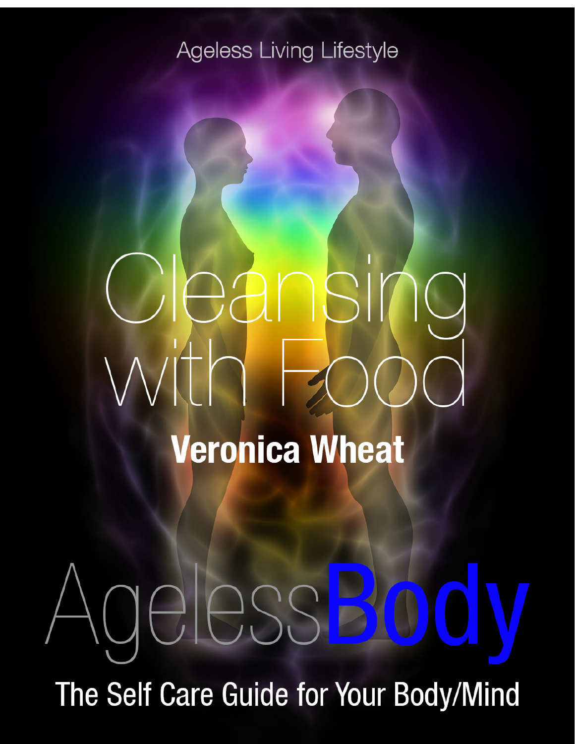Ageless Living Lifestyle

# Cleansing with Food

**Veronica Wheat**

# AgelessBody

## The Self Care Guide for Your Body/Mind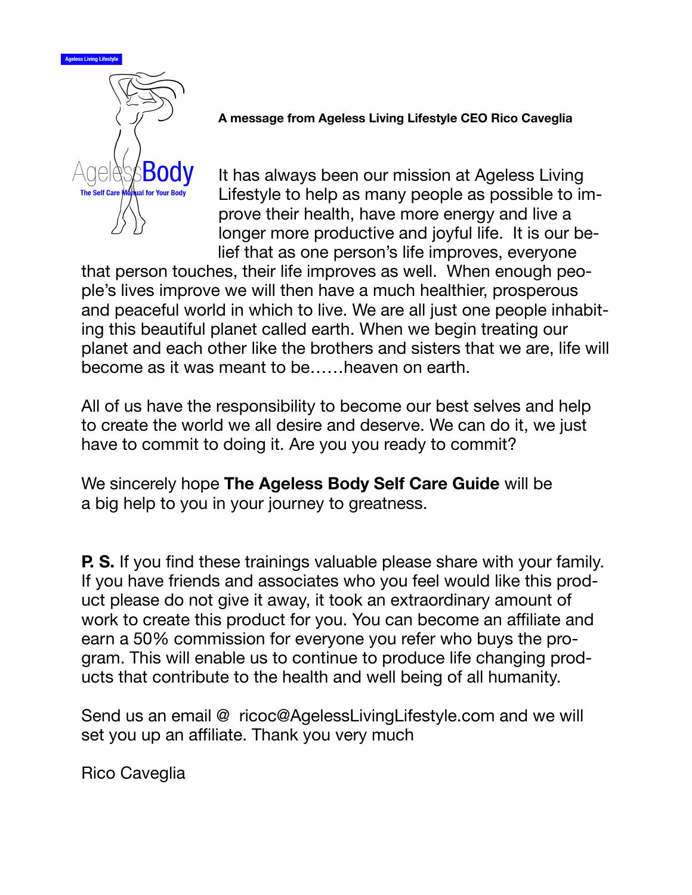Ageless Living Lifestyle

AgelessBody

The Self Care Manual for Your Body

**A message from Ageless Living Lifestyle CEO Rico Caveglia**

It has always been our mission at Ageless Living Lifestyle to help as many people as possible to improve their health, have more energy and live a longer more productive and joyful life. It is our belief that as one person's life improves, everyone that person touches, their life improves as well. When enough people's lives improve we will then have a much healthier, prosperous and peaceful world in which to live. We are all just one people inhabiting this beautiful planet called earth. When we begin treating our planet and each other like the brothers and sisters that we are, life will become as it was meant to be……heaven on earth.

All of us have the responsibility to become our best selves and help to create the world we all desire and deserve. We can do it, we just have to commit to doing it. Are you you ready to commit?

We sincerely hope **The Ageless Body Self Care Guide** will be a big help to you in your journey to greatness.

**P. S.** If you find these trainings valuable please share with your family. If you have friends and associates who you feel would like this product please do not give it away, it took an extraordinary amount of work to create this product for you. You can become an affiliate and earn a 50% commission for everyone you refer who buys the program. This will enable us to continue to produce life changing products that contribute to the health and well being of all humanity.

Send us an email @ ricoc@AgelessLivingLifestyle.com and we will set you up an affiliate. Thank you very much

Rico Caveglia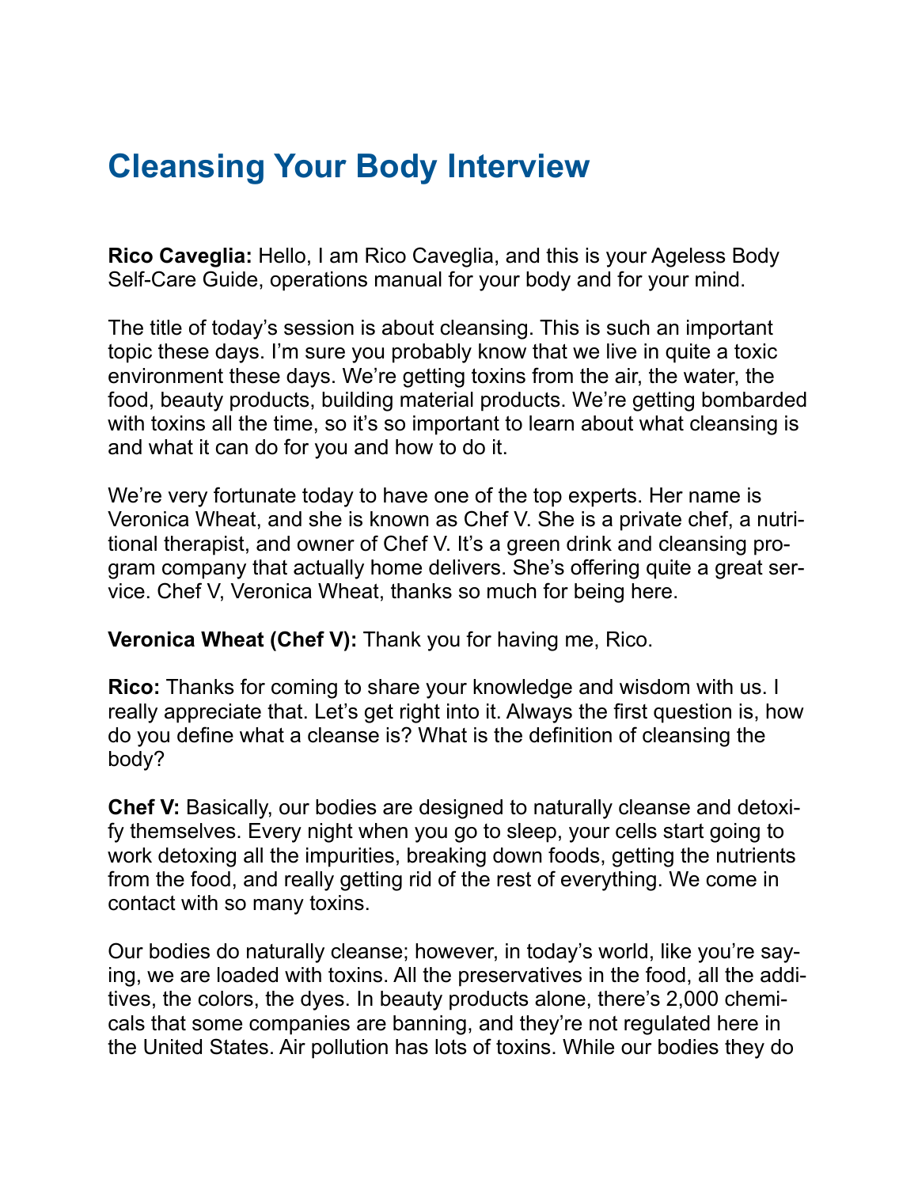# Cleansing Your Body Interview

**Rico Caveglia:** Hello, I am Rico Caveglia, and this is your Ageless Body Self-Care Guide, operations manual for your body and for your mind.

The title of today's session is about cleansing. This is such an important topic these days. I'm sure you probably know that we live in quite a toxic environment these days. We're getting toxins from the air, the water, the food, beauty products, building material products. We're getting bombarded with toxins all the time, so it's so important to learn about what cleansing is and what it can do for you and how to do it.

We're very fortunate today to have one of the top experts. Her name is Veronica Wheat, and she is known as Chef V. She is a private chef, a nutritional therapist, and owner of Chef V. It's a green drink and cleansing program company that actually home delivers. She's offering quite a great service. Chef V, Veronica Wheat, thanks so much for being here.

**Veronica Wheat (Chef V):** Thank you for having me, Rico.

**Rico:** Thanks for coming to share your knowledge and wisdom with us. I really appreciate that. Let's get right into it. Always the first question is, how do you define what a cleanse is? What is the definition of cleansing the body?

**Chef V:** Basically, our bodies are designed to naturally cleanse and detoxify themselves. Every night when you go to sleep, your cells start going to work detoxing all the impurities, breaking down foods, getting the nutrients from the food, and really getting rid of the rest of everything. We come in contact with so many toxins.

Our bodies do naturally cleanse; however, in today's world, like you're saying, we are loaded with toxins. All the preservatives in the food, all the additives, the colors, the dyes. In beauty products alone, there's 2,000 chemicals that some companies are banning, and they're not regulated here in the United States. Air pollution has lots of toxins. While our bodies they do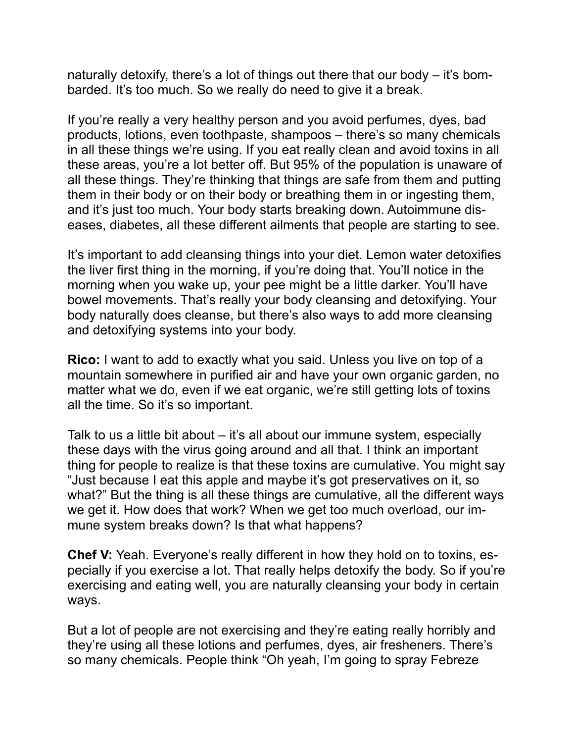naturally detoxify, there's a lot of things out there that our body – it's bombarded. It's too much. So we really do need to give it a break.

If you're really a very healthy person and you avoid perfumes, dyes, bad products, lotions, even toothpaste, shampoos – there's so many chemicals in all these things we're using. If you eat really clean and avoid toxins in all these areas, you're a lot better off. But 95% of the population is unaware of all these things. They're thinking that things are safe from them and putting them in their body or on their body or breathing them in or ingesting them, and it's just too much. Your body starts breaking down. Autoimmune diseases, diabetes, all these different ailments that people are starting to see.

It's important to add cleansing things into your diet. Lemon water detoxifies the liver first thing in the morning, if you're doing that. You'll notice in the morning when you wake up, your pee might be a little darker. You'll have bowel movements. That's really your body cleansing and detoxifying. Your body naturally does cleanse, but there's also ways to add more cleansing and detoxifying systems into your body.

**Rico:** I want to add to exactly what you said. Unless you live on top of a mountain somewhere in purified air and have your own organic garden, no matter what we do, even if we eat organic, we're still getting lots of toxins all the time. So it's so important.

Talk to us a little bit about – it's all about our immune system, especially these days with the virus going around and all that. I think an important thing for people to realize is that these toxins are cumulative. You might say "Just because I eat this apple and maybe it's got preservatives on it, so what?" But the thing is all these things are cumulative, all the different ways we get it. How does that work? When we get too much overload, our immune system breaks down? Is that what happens?

**Chef V:** Yeah. Everyone's really different in how they hold on to toxins, especially if you exercise a lot. That really helps detoxify the body. So if you're exercising and eating well, you are naturally cleansing your body in certain ways.

But a lot of people are not exercising and they're eating really horribly and they're using all these lotions and perfumes, dyes, air fresheners. There's so many chemicals. People think "Oh yeah, I'm going to spray Febreze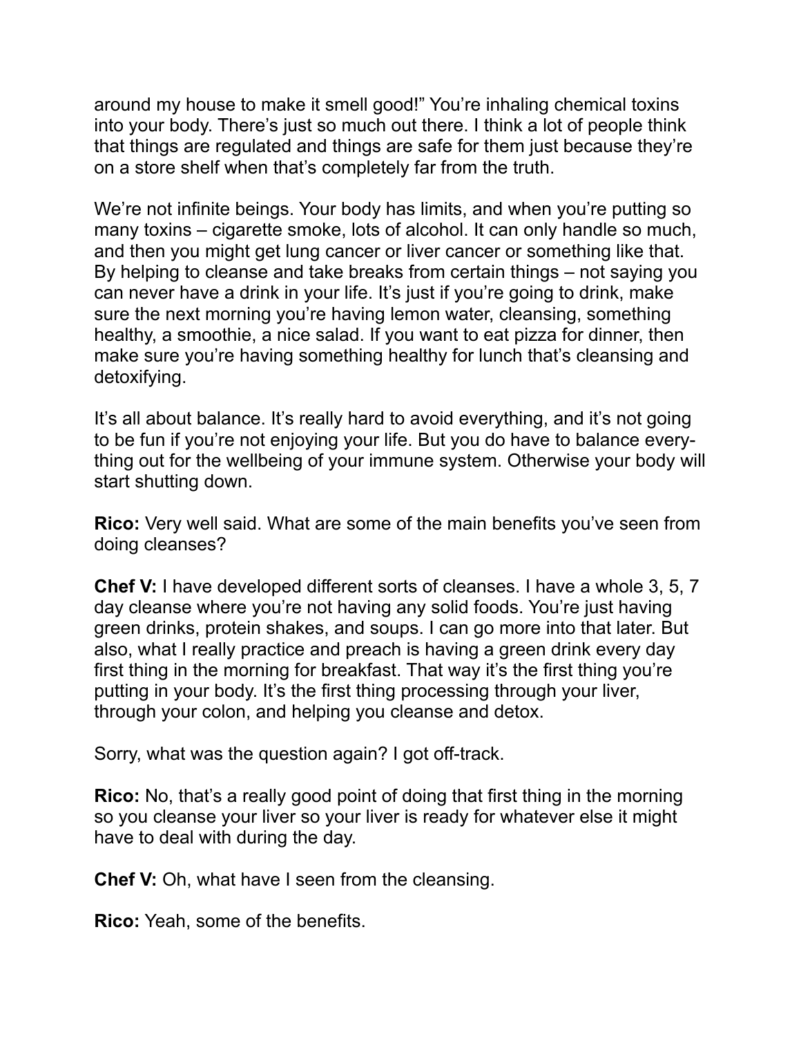around my house to make it smell good!" You're inhaling chemical toxins into your body. There's just so much out there. I think a lot of people think that things are regulated and things are safe for them just because they're on a store shelf when that's completely far from the truth.

We're not infinite beings. Your body has limits, and when you're putting so many toxins – cigarette smoke, lots of alcohol. It can only handle so much, and then you might get lung cancer or liver cancer or something like that. By helping to cleanse and take breaks from certain things – not saying you can never have a drink in your life. It's just if you're going to drink, make sure the next morning you're having lemon water, cleansing, something healthy, a smoothie, a nice salad. If you want to eat pizza for dinner, then make sure you're having something healthy for lunch that's cleansing and detoxifying.

It's all about balance. It's really hard to avoid everything, and it's not going to be fun if you're not enjoying your life. But you do have to balance everything out for the wellbeing of your immune system. Otherwise your body will start shutting down.

**Rico:** Very well said. What are some of the main benefits you've seen from doing cleanses?

**Chef V:** I have developed different sorts of cleanses. I have a whole 3, 5, 7 day cleanse where you're not having any solid foods. You're just having green drinks, protein shakes, and soups. I can go more into that later. But also, what I really practice and preach is having a green drink every day first thing in the morning for breakfast. That way it's the first thing you're putting in your body. It's the first thing processing through your liver, through your colon, and helping you cleanse and detox.

Sorry, what was the question again? I got off-track.

**Rico:** No, that's a really good point of doing that first thing in the morning so you cleanse your liver so your liver is ready for whatever else it might have to deal with during the day.

**Chef V:** Oh, what have I seen from the cleansing.

**Rico:** Yeah, some of the benefits.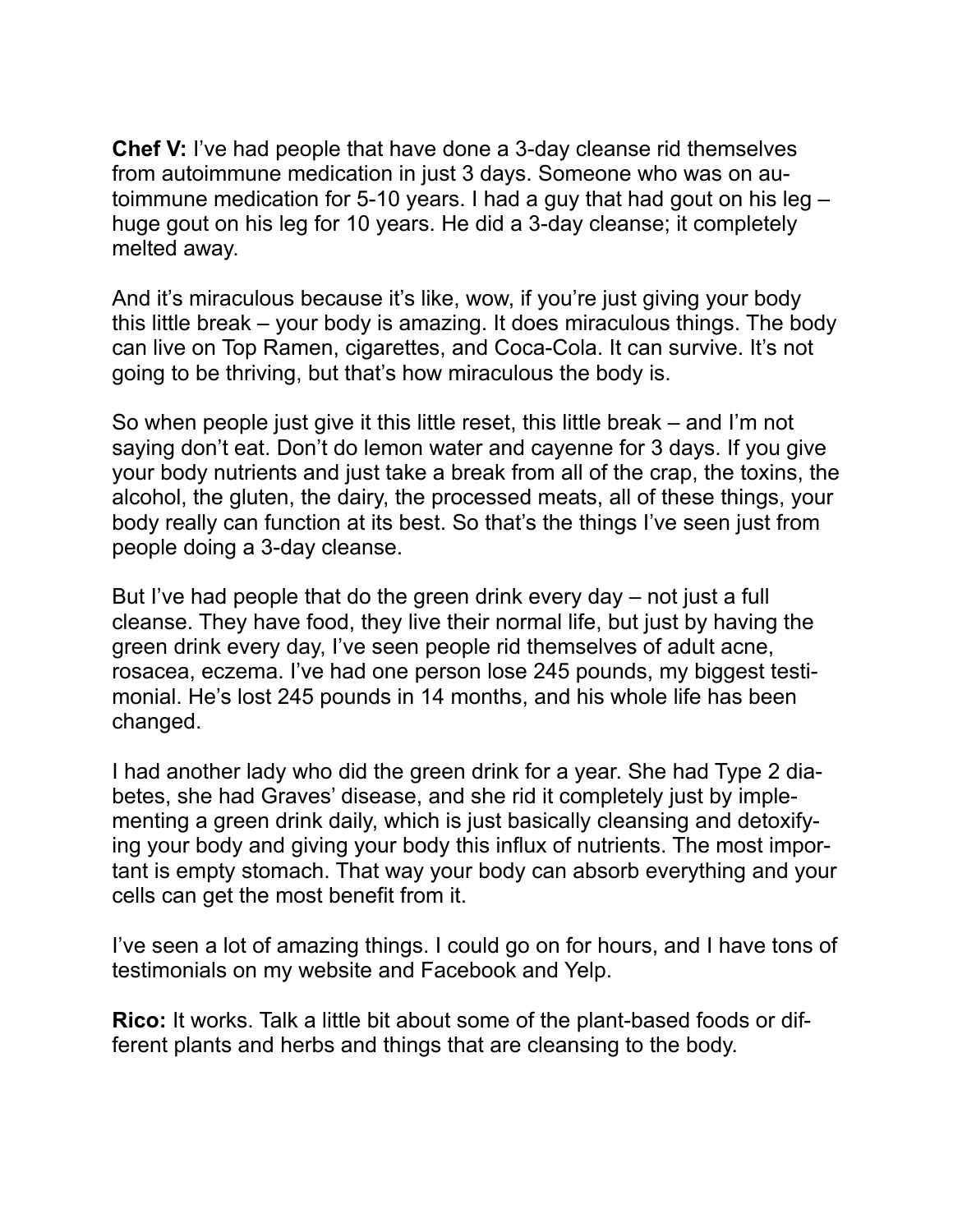**Chef V:** I've had people that have done a 3-day cleanse rid themselves from autoimmune medication in just 3 days. Someone who was on autoimmune medication for 5-10 years. I had a guy that had gout on his leg – huge gout on his leg for 10 years. He did a 3-day cleanse; it completely melted away.

And it's miraculous because it's like, wow, if you're just giving your body this little break – your body is amazing. It does miraculous things. The body can live on Top Ramen, cigarettes, and Coca-Cola. It can survive. It's not going to be thriving, but that's how miraculous the body is.

So when people just give it this little reset, this little break – and I'm not saying don't eat. Don't do lemon water and cayenne for 3 days. If you give your body nutrients and just take a break from all of the crap, the toxins, the alcohol, the gluten, the dairy, the processed meats, all of these things, your body really can function at its best. So that's the things I've seen just from people doing a 3-day cleanse.

But I've had people that do the green drink every day – not just a full cleanse. They have food, they live their normal life, but just by having the green drink every day, I've seen people rid themselves of adult acne, rosacea, eczema. I've had one person lose 245 pounds, my biggest testimonial. He's lost 245 pounds in 14 months, and his whole life has been changed.

I had another lady who did the green drink for a year. She had Type 2 diabetes, she had Graves' disease, and she rid it completely just by implementing a green drink daily, which is just basically cleansing and detoxifying your body and giving your body this influx of nutrients. The most important is empty stomach. That way your body can absorb everything and your cells can get the most benefit from it.

I've seen a lot of amazing things. I could go on for hours, and I have tons of testimonials on my website and Facebook and Yelp.

**Rico:** It works. Talk a little bit about some of the plant-based foods or different plants and herbs and things that are cleansing to the body.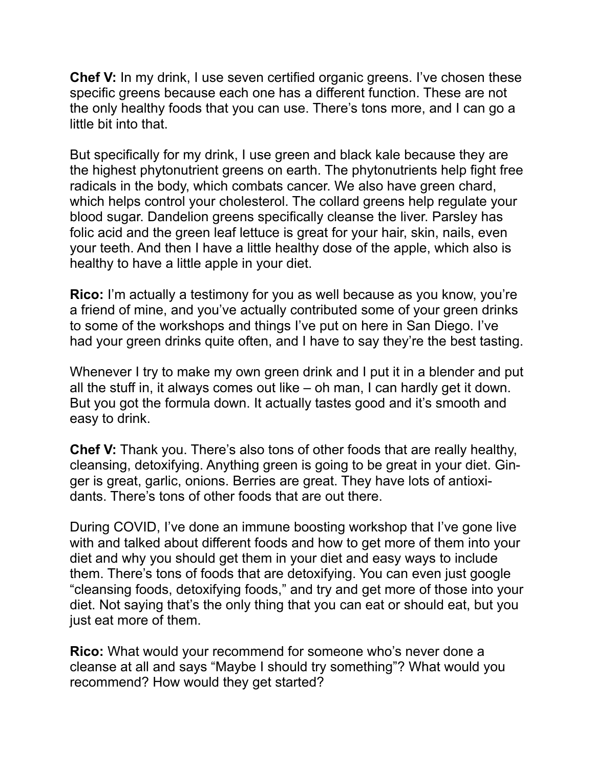**Chef V:** In my drink, I use seven certified organic greens. I've chosen these specific greens because each one has a different function. These are not the only healthy foods that you can use. There's tons more, and I can go a little bit into that.

But specifically for my drink, I use green and black kale because they are the highest phytonutrient greens on earth. The phytonutrients help fight free radicals in the body, which combats cancer. We also have green chard, which helps control your cholesterol. The collard greens help regulate your blood sugar. Dandelion greens specifically cleanse the liver. Parsley has folic acid and the green leaf lettuce is great for your hair, skin, nails, even your teeth. And then I have a little healthy dose of the apple, which also is healthy to have a little apple in your diet.

**Rico:** I'm actually a testimony for you as well because as you know, you're a friend of mine, and you've actually contributed some of your green drinks to some of the workshops and things I've put on here in San Diego. I've had your green drinks quite often, and I have to say they're the best tasting.

Whenever I try to make my own green drink and I put it in a blender and put all the stuff in, it always comes out like – oh man, I can hardly get it down. But you got the formula down. It actually tastes good and it's smooth and easy to drink.

**Chef V:** Thank you. There's also tons of other foods that are really healthy, cleansing, detoxifying. Anything green is going to be great in your diet. Ginger is great, garlic, onions. Berries are great. They have lots of antioxidants. There's tons of other foods that are out there.

During COVID, I've done an immune boosting workshop that I've gone live with and talked about different foods and how to get more of them into your diet and why you should get them in your diet and easy ways to include them. There's tons of foods that are detoxifying. You can even just google "cleansing foods, detoxifying foods," and try and get more of those into your diet. Not saying that's the only thing that you can eat or should eat, but you just eat more of them.

**Rico:** What would your recommend for someone who's never done a cleanse at all and says "Maybe I should try something"? What would you recommend? How would they get started?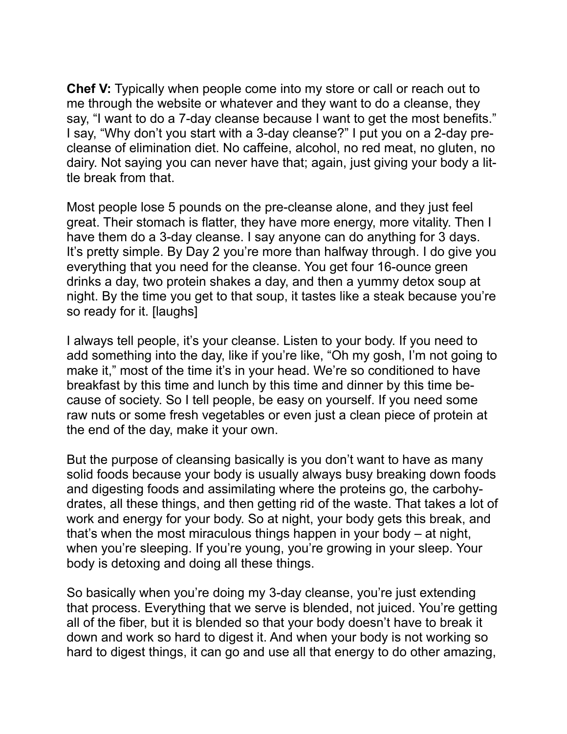**Chef V:** Typically when people come into my store or call or reach out to me through the website or whatever and they want to do a cleanse, they say, "I want to do a 7-day cleanse because I want to get the most benefits." I say, "Why don't you start with a 3-day cleanse?" I put you on a 2-day pre-cleanse of elimination diet. No caffeine, alcohol, no red meat, no gluten, no dairy. Not saying you can never have that; again, just giving your body a little break from that.

Most people lose 5 pounds on the pre-cleanse alone, and they just feel great. Their stomach is flatter, they have more energy, more vitality. Then I have them do a 3-day cleanse. I say anyone can do anything for 3 days. It's pretty simple. By Day 2 you're more than halfway through. I do give you everything that you need for the cleanse. You get four 16-ounce green drinks a day, two protein shakes a day, and then a yummy detox soup at night. By the time you get to that soup, it tastes like a steak because you're so ready for it. [laughs]

I always tell people, it's your cleanse. Listen to your body. If you need to add something into the day, like if you're like, "Oh my gosh, I'm not going to make it," most of the time it's in your head. We're so conditioned to have breakfast by this time and lunch by this time and dinner by this time because of society. So I tell people, be easy on yourself. If you need some raw nuts or some fresh vegetables or even just a clean piece of protein at the end of the day, make it your own.

But the purpose of cleansing basically is you don't want to have as many solid foods because your body is usually always busy breaking down foods and digesting foods and assimilating where the proteins go, the carbohydrates, all these things, and then getting rid of the waste. That takes a lot of work and energy for your body. So at night, your body gets this break, and that's when the most miraculous things happen in your body – at night, when you're sleeping. If you're young, you're growing in your sleep. Your body is detoxing and doing all these things.

So basically when you're doing my 3-day cleanse, you're just extending that process. Everything that we serve is blended, not juiced. You're getting all of the fiber, but it is blended so that your body doesn't have to break it down and work so hard to digest it. And when your body is not working so hard to digest things, it can go and use all that energy to do other amazing,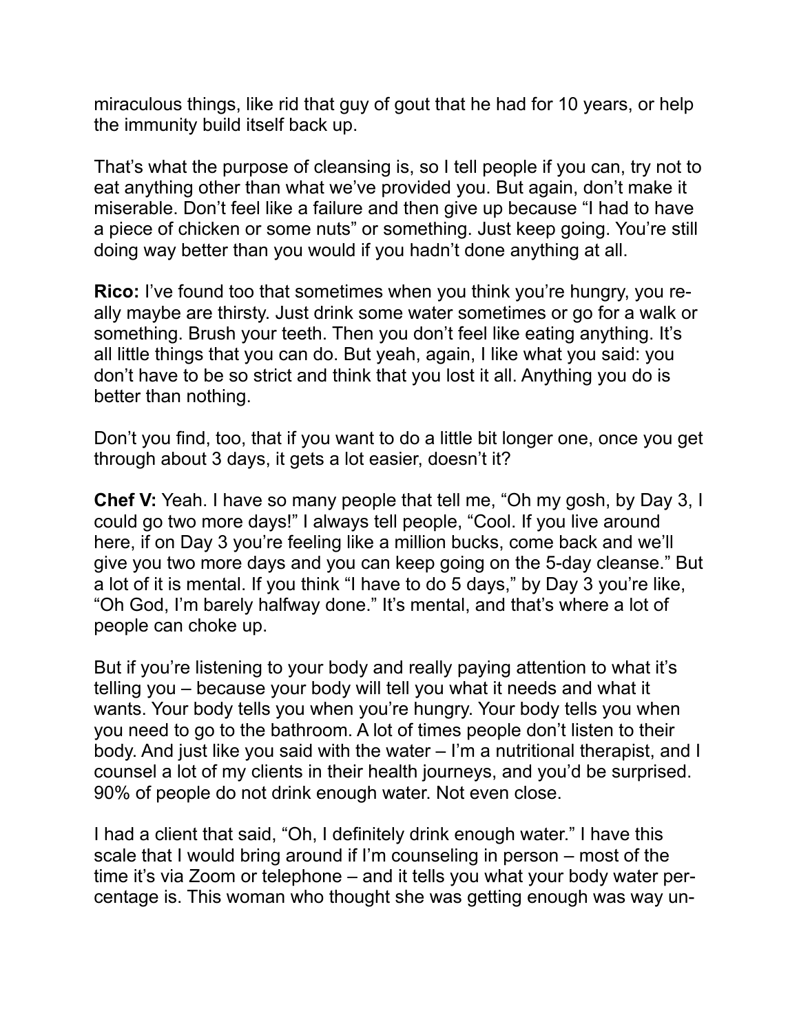miraculous things, like rid that guy of gout that he had for 10 years, or help the immunity build itself back up.

That's what the purpose of cleansing is, so I tell people if you can, try not to eat anything other than what we've provided you. But again, don't make it miserable. Don't feel like a failure and then give up because "I had to have a piece of chicken or some nuts" or something. Just keep going. You're still doing way better than you would if you hadn't done anything at all.

**Rico:** I've found too that sometimes when you think you're hungry, you really maybe are thirsty. Just drink some water sometimes or go for a walk or something. Brush your teeth. Then you don't feel like eating anything. It's all little things that you can do. But yeah, again, I like what you said: you don't have to be so strict and think that you lost it all. Anything you do is better than nothing.

Don't you find, too, that if you want to do a little bit longer one, once you get through about 3 days, it gets a lot easier, doesn't it?

**Chef V:** Yeah. I have so many people that tell me, "Oh my gosh, by Day 3, I could go two more days!" I always tell people, "Cool. If you live around here, if on Day 3 you're feeling like a million bucks, come back and we'll give you two more days and you can keep going on the 5-day cleanse." But a lot of it is mental. If you think "I have to do 5 days," by Day 3 you're like, "Oh God, I'm barely halfway done." It's mental, and that's where a lot of people can choke up.

But if you're listening to your body and really paying attention to what it's telling you – because your body will tell you what it needs and what it wants. Your body tells you when you're hungry. Your body tells you when you need to go to the bathroom. A lot of times people don't listen to their body. And just like you said with the water – I'm a nutritional therapist, and I counsel a lot of my clients in their health journeys, and you'd be surprised. 90% of people do not drink enough water. Not even close.

I had a client that said, "Oh, I definitely drink enough water." I have this scale that I would bring around if I'm counseling in person – most of the time it's via Zoom or telephone – and it tells you what your body water percentage is. This woman who thought she was getting enough was way un-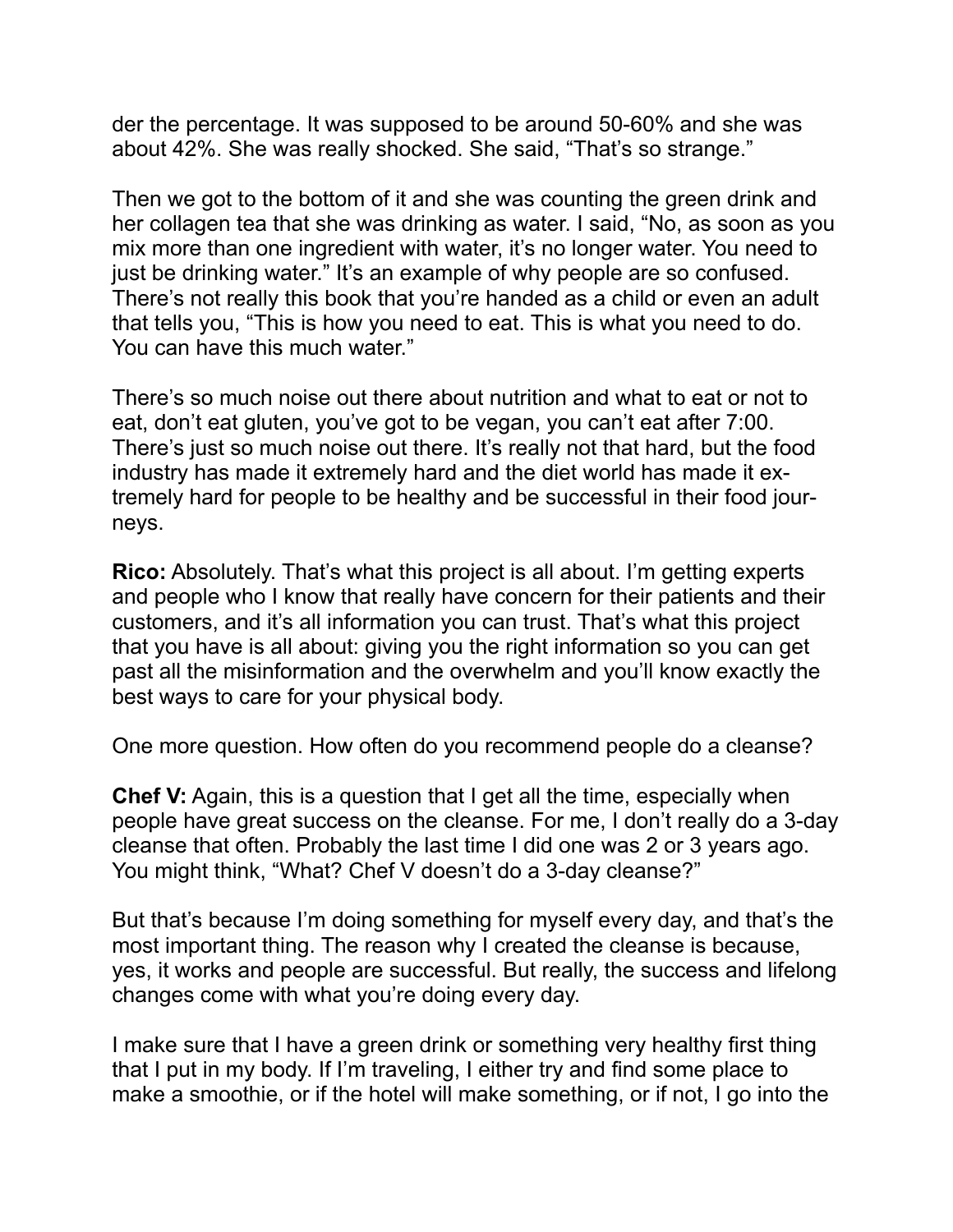der the percentage. It was supposed to be around 50-60% and she was about 42%. She was really shocked. She said, "That's so strange."

Then we got to the bottom of it and she was counting the green drink and her collagen tea that she was drinking as water. I said, "No, as soon as you mix more than one ingredient with water, it's no longer water. You need to just be drinking water." It's an example of why people are so confused. There's not really this book that you're handed as a child or even an adult that tells you, "This is how you need to eat. This is what you need to do. You can have this much water."

There's so much noise out there about nutrition and what to eat or not to eat, don't eat gluten, you've got to be vegan, you can't eat after 7:00. There's just so much noise out there. It's really not that hard, but the food industry has made it extremely hard and the diet world has made it extremely hard for people to be healthy and be successful in their food journeys.

**Rico:** Absolutely. That's what this project is all about. I'm getting experts and people who I know that really have concern for their patients and their customers, and it's all information you can trust. That's what this project that you have is all about: giving you the right information so you can get past all the misinformation and the overwhelm and you'll know exactly the best ways to care for your physical body.

One more question. How often do you recommend people do a cleanse?

**Chef V:** Again, this is a question that I get all the time, especially when people have great success on the cleanse. For me, I don't really do a 3-day cleanse that often. Probably the last time I did one was 2 or 3 years ago. You might think, "What? Chef V doesn't do a 3-day cleanse?"

But that's because I'm doing something for myself every day, and that's the most important thing. The reason why I created the cleanse is because, yes, it works and people are successful. But really, the success and lifelong changes come with what you're doing every day.

I make sure that I have a green drink or something very healthy first thing that I put in my body. If I'm traveling, I either try and find some place to make a smoothie, or if the hotel will make something, or if not, I go into the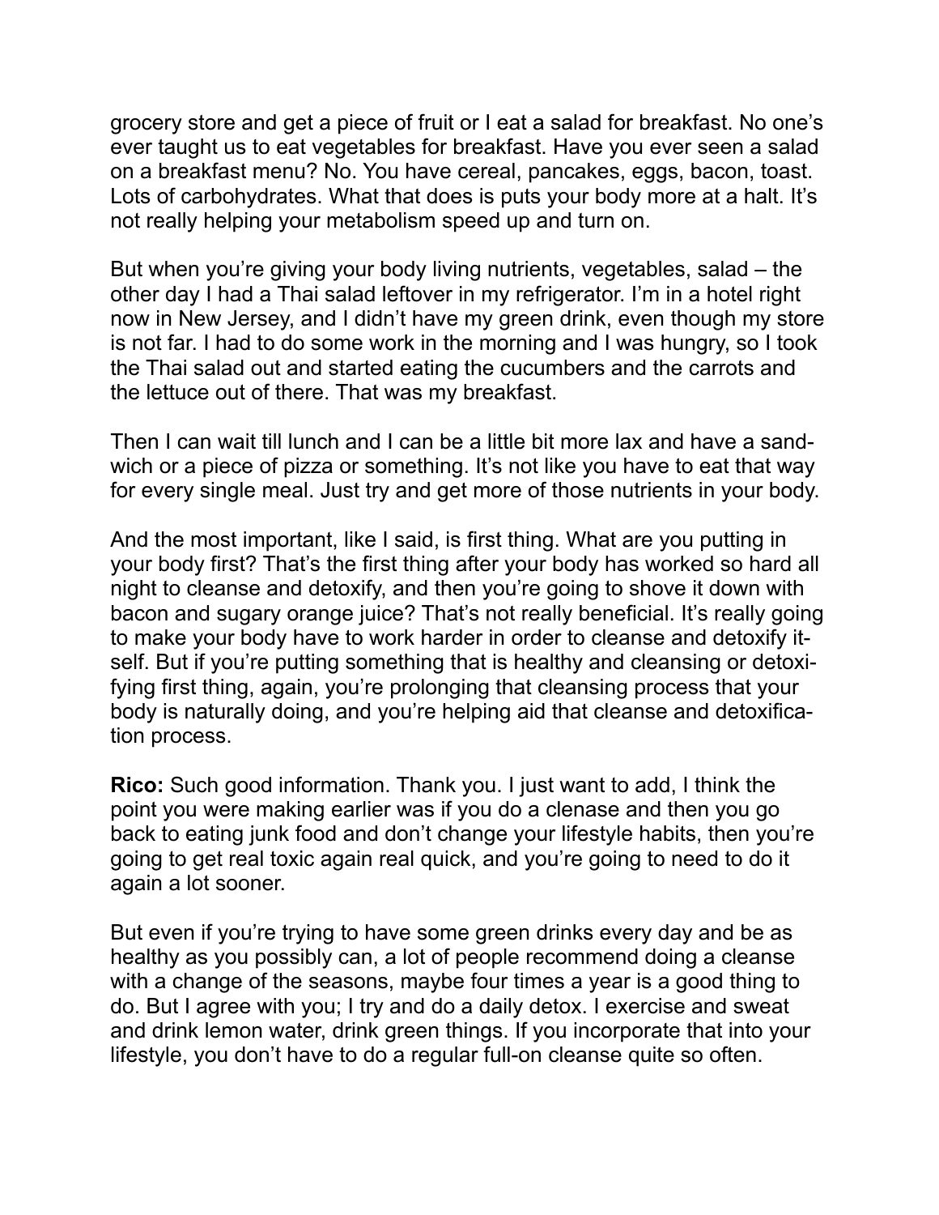grocery store and get a piece of fruit or I eat a salad for breakfast. No one's ever taught us to eat vegetables for breakfast. Have you ever seen a salad on a breakfast menu? No. You have cereal, pancakes, eggs, bacon, toast. Lots of carbohydrates. What that does is puts your body more at a halt. It's not really helping your metabolism speed up and turn on.

But when you're giving your body living nutrients, vegetables, salad – the other day I had a Thai salad leftover in my refrigerator. I'm in a hotel right now in New Jersey, and I didn't have my green drink, even though my store is not far. I had to do some work in the morning and I was hungry, so I took the Thai salad out and started eating the cucumbers and the carrots and the lettuce out of there. That was my breakfast.

Then I can wait till lunch and I can be a little bit more lax and have a sandwich or a piece of pizza or something. It's not like you have to eat that way for every single meal. Just try and get more of those nutrients in your body.

And the most important, like I said, is first thing. What are you putting in your body first? That's the first thing after your body has worked so hard all night to cleanse and detoxify, and then you're going to shove it down with bacon and sugary orange juice? That's not really beneficial. It's really going to make your body have to work harder in order to cleanse and detoxify itself. But if you're putting something that is healthy and cleansing or detoxifying first thing, again, you're prolonging that cleansing process that your body is naturally doing, and you're helping aid that cleanse and detoxification process.

**Rico:** Such good information. Thank you. I just want to add, I think the point you were making earlier was if you do a clenase and then you go back to eating junk food and don't change your lifestyle habits, then you're going to get real toxic again real quick, and you're going to need to do it again a lot sooner.

But even if you're trying to have some green drinks every day and be as healthy as you possibly can, a lot of people recommend doing a cleanse with a change of the seasons, maybe four times a year is a good thing to do. But I agree with you; I try and do a daily detox. I exercise and sweat and drink lemon water, drink green things. If you incorporate that into your lifestyle, you don't have to do a regular full-on cleanse quite so often.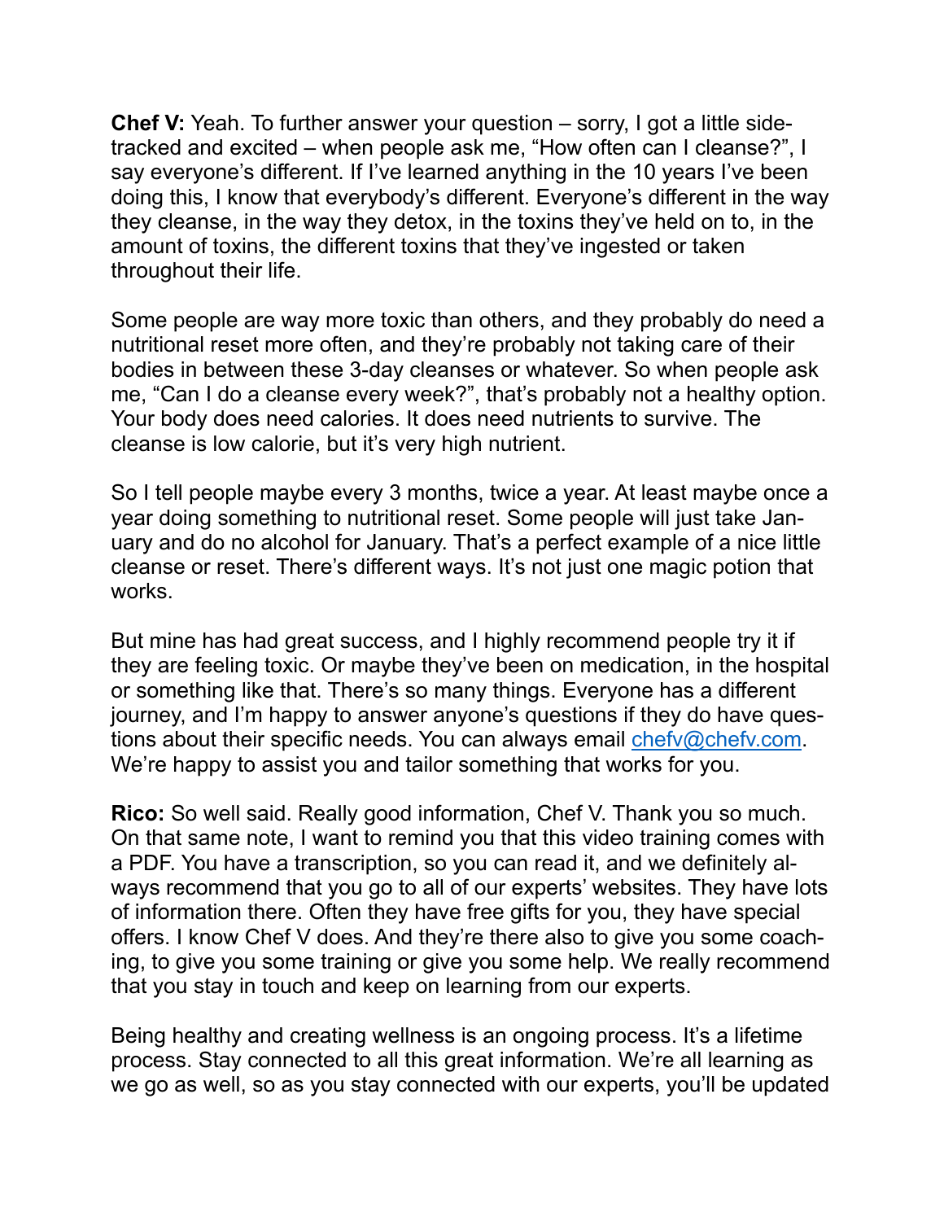**Chef V:** Yeah. To further answer your question – sorry, I got a little side-tracked and excited – when people ask me, "How often can I cleanse?", I say everyone's different. If I've learned anything in the 10 years I've been doing this, I know that everybody's different. Everyone's different in the way they cleanse, in the way they detox, in the toxins they've held on to, in the amount of toxins, the different toxins that they've ingested or taken throughout their life.

Some people are way more toxic than others, and they probably do need a nutritional reset more often, and they're probably not taking care of their bodies in between these 3-day cleanses or whatever. So when people ask me, "Can I do a cleanse every week?", that's probably not a healthy option. Your body does need calories. It does need nutrients to survive. The cleanse is low calorie, but it's very high nutrient.

So I tell people maybe every 3 months, twice a year. At least maybe once a year doing something to nutritional reset. Some people will just take January and do no alcohol for January. That's a perfect example of a nice little cleanse or reset. There's different ways. It's not just one magic potion that works.

But mine has had great success, and I highly recommend people try it if they are feeling toxic. Or maybe they've been on medication, in the hospital or something like that. There's so many things. Everyone has a different journey, and I'm happy to answer anyone's questions if they do have questions about their specific needs. You can always email [chefv@chefv.com](mailto:chefv@chefv.com). We're happy to assist you and tailor something that works for you.

**Rico:** So well said. Really good information, Chef V. Thank you so much. On that same note, I want to remind you that this video training comes with a PDF. You have a transcription, so you can read it, and we definitely always recommend that you go to all of our experts' websites. They have lots of information there. Often they have free gifts for you, they have special offers. I know Chef V does. And they're there also to give you some coaching, to give you some training or give you some help. We really recommend that you stay in touch and keep on learning from our experts.

Being healthy and creating wellness is an ongoing process. It's a lifetime process. Stay connected to all this great information. We're all learning as we go as well, so as you stay connected with our experts, you'll be updated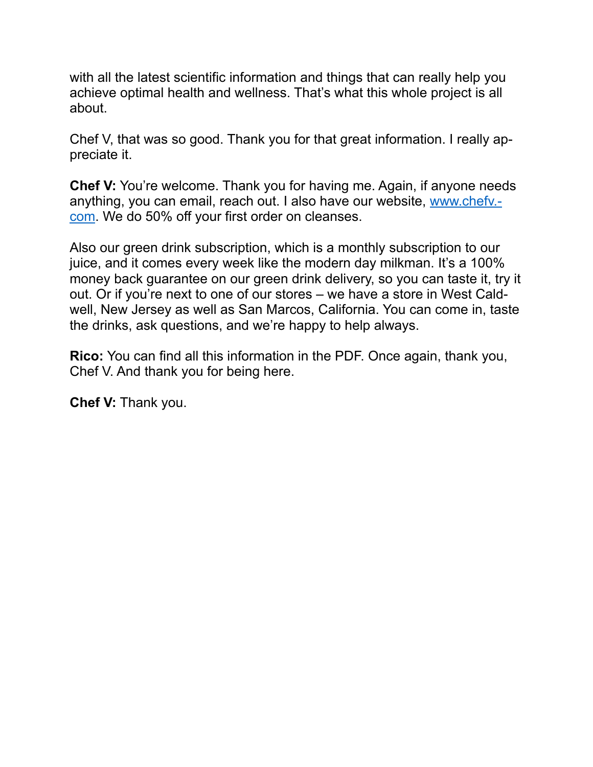with all the latest scientific information and things that can really help you achieve optimal health and wellness. That's what this whole project is all about.

Chef V, that was so good. Thank you for that great information. I really appreciate it.

**Chef V:** You're welcome. Thank you for having me. Again, if anyone needs anything, you can email, reach out. I also have our website, www.chefv.com. We do 50% off your first order on cleanses.

Also our green drink subscription, which is a monthly subscription to our juice, and it comes every week like the modern day milkman. It's a 100% money back guarantee on our green drink delivery, so you can taste it, try it out. Or if you're next to one of our stores – we have a store in West Caldwell, New Jersey as well as San Marcos, California. You can come in, taste the drinks, ask questions, and we're happy to help always.

**Rico:** You can find all this information in the PDF. Once again, thank you, Chef V. And thank you for being here.

**Chef V:** Thank you.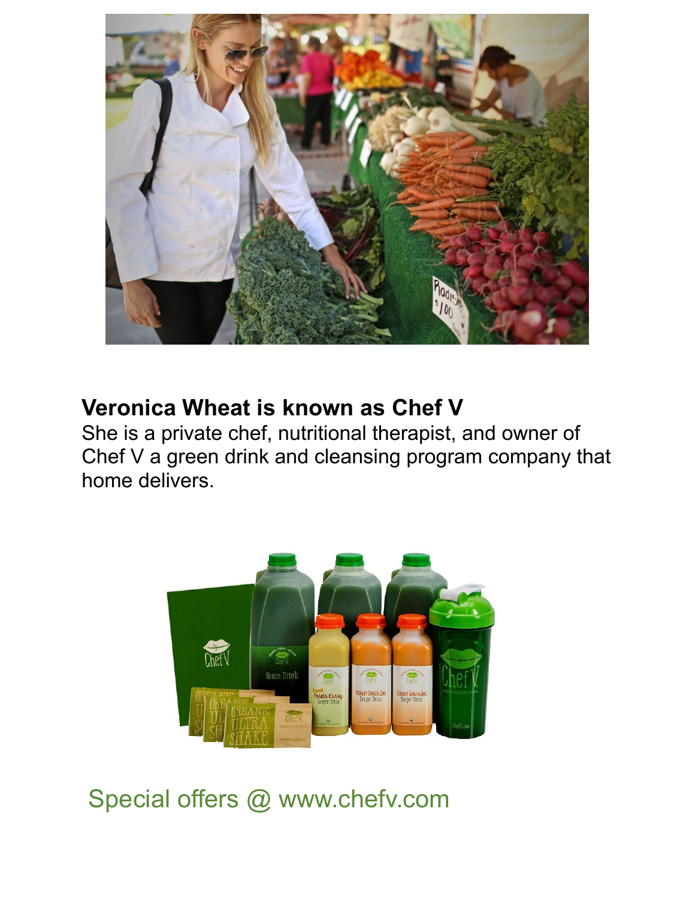**Veronica Wheat is known as Chef V**

She is a private chef, nutritional therapist, and owner of Chef V a green drink and cleansing program company that home delivers.

Special offers @ www.chefv.com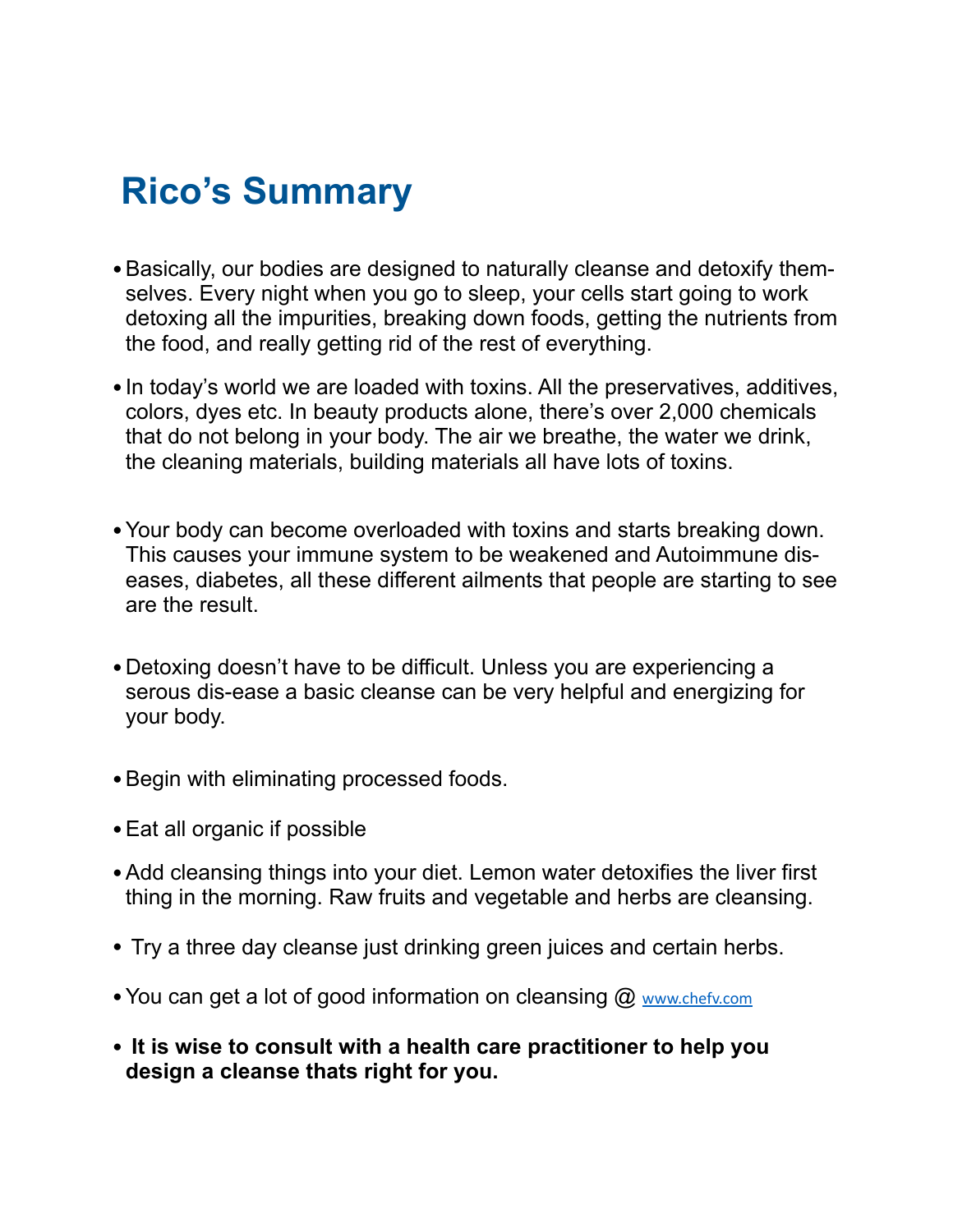# Rico's Summary

- Basically, our bodies are designed to naturally cleanse and detoxify themselves. Every night when you go to sleep, your cells start going to work detoxing all the impurities, breaking down foods, getting the nutrients from the food, and really getting rid of the rest of everything.
- In today's world we are loaded with toxins. All the preservatives, additives, colors, dyes etc. In beauty products alone, there's over 2,000 chemicals that do not belong in your body. The air we breathe, the water we drink, the cleaning materials, building materials all have lots of toxins.
- Your body can become overloaded with toxins and starts breaking down. This causes your immune system to be weakened and Autoimmune diseases, diabetes, all these different ailments that people are starting to see are the result.
- Detoxing doesn't have to be difficult. Unless you are experiencing a serous dis-ease a basic cleanse can be very helpful and energizing for your body.
- Begin with eliminating processed foods.
- Eat all organic if possible
- Add cleansing things into your diet. Lemon water detoxifies the liver first thing in the morning. Raw fruits and vegetable and herbs are cleansing.
- Try a three day cleanse just drinking green juices and certain herbs.
- You can get a lot of good information on cleansing @ www.chefv.com
- **It is wise to consult with a health care practitioner to help you design a cleanse thats right for you.**